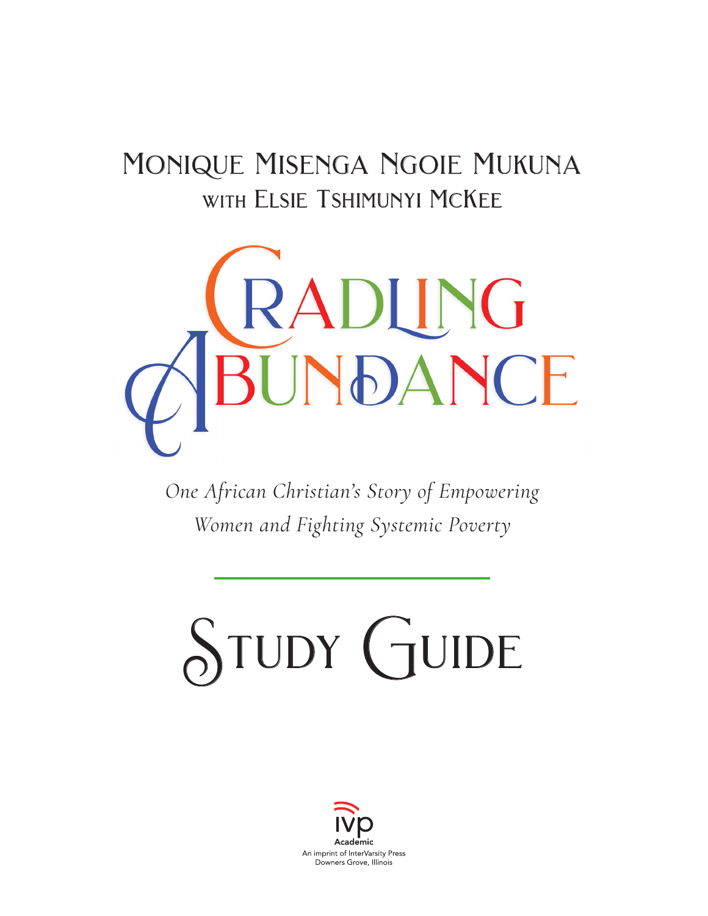Monique Misenga Ngoie Mukuna
with Elsie Tshimunyi McKee

# Cradling Abundance

*One African Christian's Story of Empowering Women and Fighting Systemic Poverty*

# Study Guide

IVP Academic
An imprint of InterVarsity Press
Downers Grove, Illinois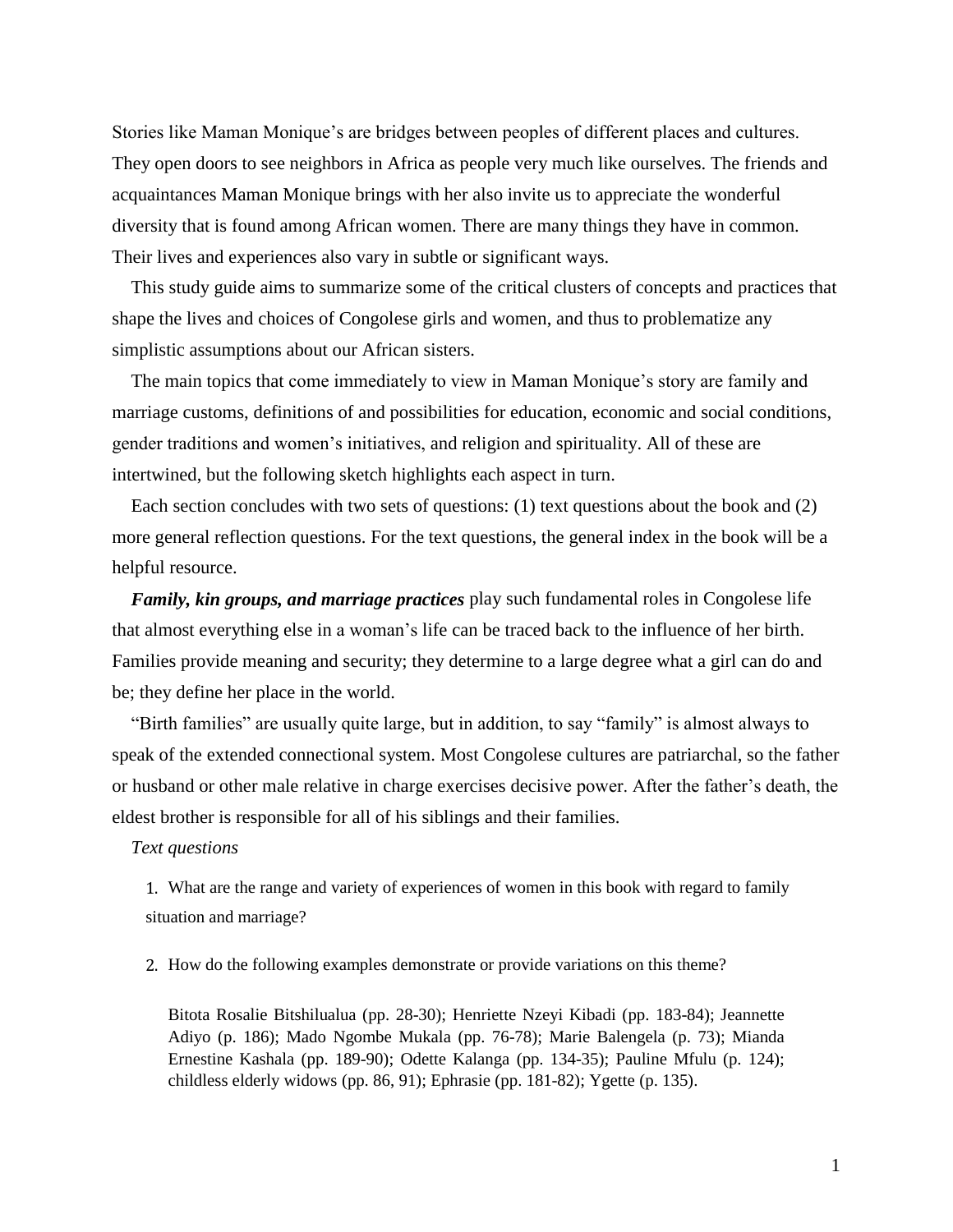Stories like Maman Monique's are bridges between peoples of different places and cultures. They open doors to see neighbors in Africa as people very much like ourselves. The friends and acquaintances Maman Monique brings with her also invite us to appreciate the wonderful diversity that is found among African women. There are many things they have in common. Their lives and experiences also vary in subtle or significant ways.

This study guide aims to summarize some of the critical clusters of concepts and practices that shape the lives and choices of Congolese girls and women, and thus to problematize any simplistic assumptions about our African sisters.

The main topics that come immediately to view in Maman Monique's story are family and marriage customs, definitions of and possibilities for education, economic and social conditions, gender traditions and women's initiatives, and religion and spirituality. All of these are intertwined, but the following sketch highlights each aspect in turn.

Each section concludes with two sets of questions: (1) text questions about the book and (2) more general reflection questions. For the text questions, the general index in the book will be a helpful resource.

***Family, kin groups, and marriage practices*** play such fundamental roles in Congolese life that almost everything else in a woman's life can be traced back to the influence of her birth. Families provide meaning and security; they determine to a large degree what a girl can do and be; they define her place in the world.

"Birth families" are usually quite large, but in addition, to say "family" is almost always to speak of the extended connectional system. Most Congolese cultures are patriarchal, so the father or husband or other male relative in charge exercises decisive power. After the father's death, the eldest brother is responsible for all of his siblings and their families.

*Text questions*

1. What are the range and variety of experiences of women in this book with regard to family situation and marriage?
2. How do the following examples demonstrate or provide variations on this theme?

   Bitota Rosalie Bitshilualua (pp. 28-30); Henriette Nzeyi Kibadi (pp. 183-84); Jeannette Adiyo (p. 186); Mado Ngombe Mukala (pp. 76-78); Marie Balengela (p. 73); Mianda Ernestine Kashala (pp. 189-90); Odette Kalanga (pp. 134-35); Pauline Mfulu (p. 124); childless elderly widows (pp. 86, 91); Ephrasie (pp. 181-82); Ygette (p. 135).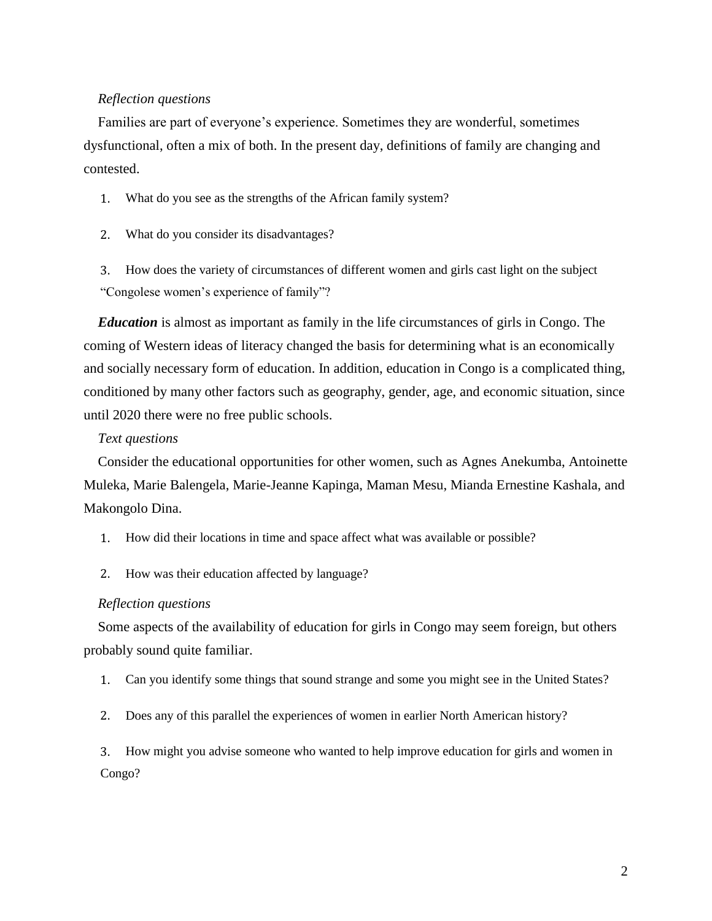*Reflection questions*

Families are part of everyone's experience. Sometimes they are wonderful, sometimes dysfunctional, often a mix of both. In the present day, definitions of family are changing and contested.

1. What do you see as the strengths of the African family system?
2. What do you consider its disadvantages?
3. How does the variety of circumstances of different women and girls cast light on the subject "Congolese women's experience of family"?

***Education*** is almost as important as family in the life circumstances of girls in Congo. The coming of Western ideas of literacy changed the basis for determining what is an economically and socially necessary form of education. In addition, education in Congo is a complicated thing, conditioned by many other factors such as geography, gender, age, and economic situation, since until 2020 there were no free public schools.

*Text questions*

Consider the educational opportunities for other women, such as Agnes Anekumba, Antoinette Muleka, Marie Balengela, Marie-Jeanne Kapinga, Maman Mesu, Mianda Ernestine Kashala, and Makongolo Dina.

1. How did their locations in time and space affect what was available or possible?
2. How was their education affected by language?

*Reflection questions*

Some aspects of the availability of education for girls in Congo may seem foreign, but others probably sound quite familiar.

1. Can you identify some things that sound strange and some you might see in the United States?
2. Does any of this parallel the experiences of women in earlier North American history?
3. How might you advise someone who wanted to help improve education for girls and women in Congo?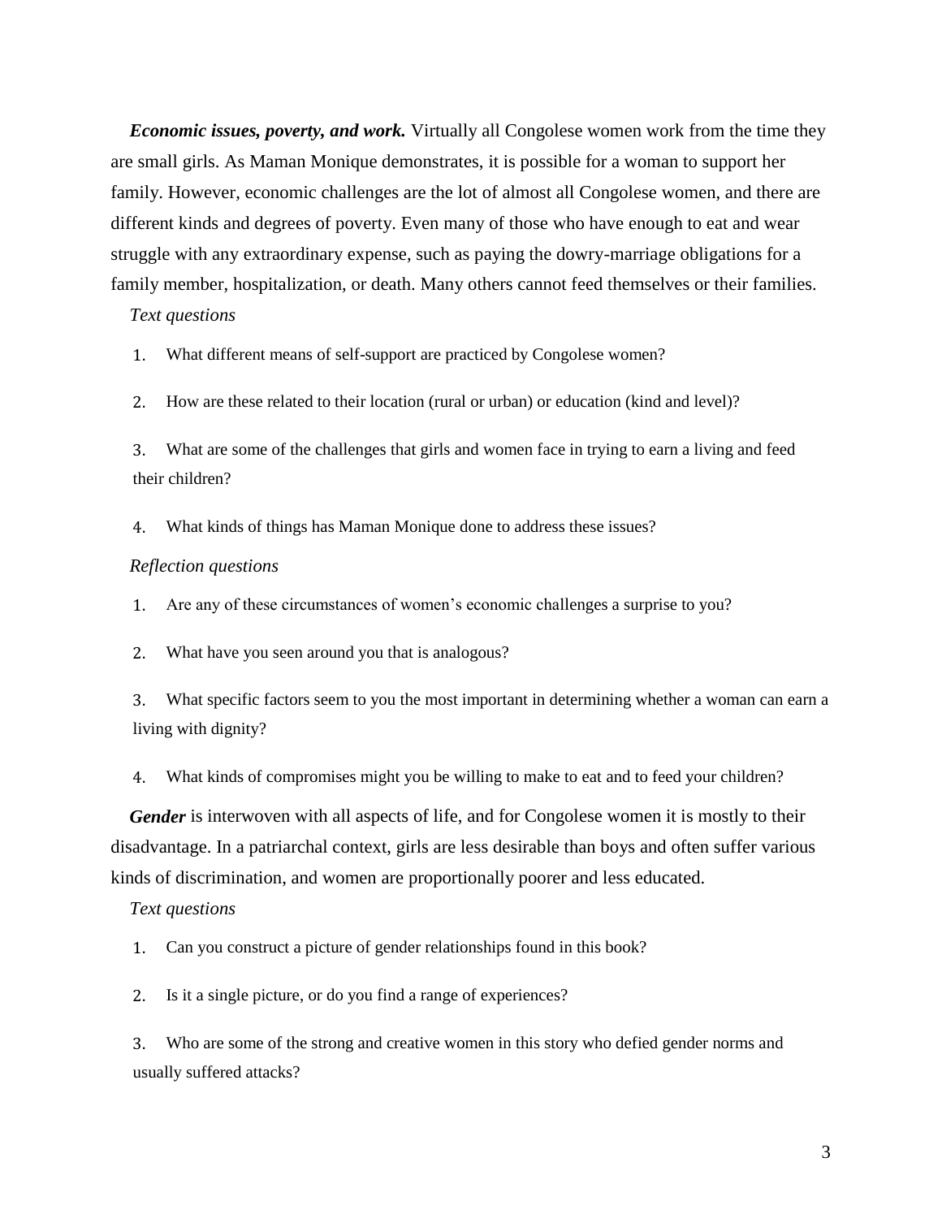***Economic issues, poverty, and work.*** Virtually all Congolese women work from the time they are small girls. As Maman Monique demonstrates, it is possible for a woman to support her family. However, economic challenges are the lot of almost all Congolese women, and there are different kinds and degrees of poverty. Even many of those who have enough to eat and wear struggle with any extraordinary expense, such as paying the dowry-marriage obligations for a family member, hospitalization, or death. Many others cannot feed themselves or their families.

*Text questions*

1. What different means of self-support are practiced by Congolese women?
2. How are these related to their location (rural or urban) or education (kind and level)?
3. What are some of the challenges that girls and women face in trying to earn a living and feed their children?
4. What kinds of things has Maman Monique done to address these issues?

*Reflection questions*

1. Are any of these circumstances of women's economic challenges a surprise to you?
2. What have you seen around you that is analogous?
3. What specific factors seem to you the most important in determining whether a woman can earn a living with dignity?
4. What kinds of compromises might you be willing to make to eat and to feed your children?

***Gender*** is interwoven with all aspects of life, and for Congolese women it is mostly to their disadvantage. In a patriarchal context, girls are less desirable than boys and often suffer various kinds of discrimination, and women are proportionally poorer and less educated.

*Text questions*

1. Can you construct a picture of gender relationships found in this book?
2. Is it a single picture, or do you find a range of experiences?
3. Who are some of the strong and creative women in this story who defied gender norms and usually suffered attacks?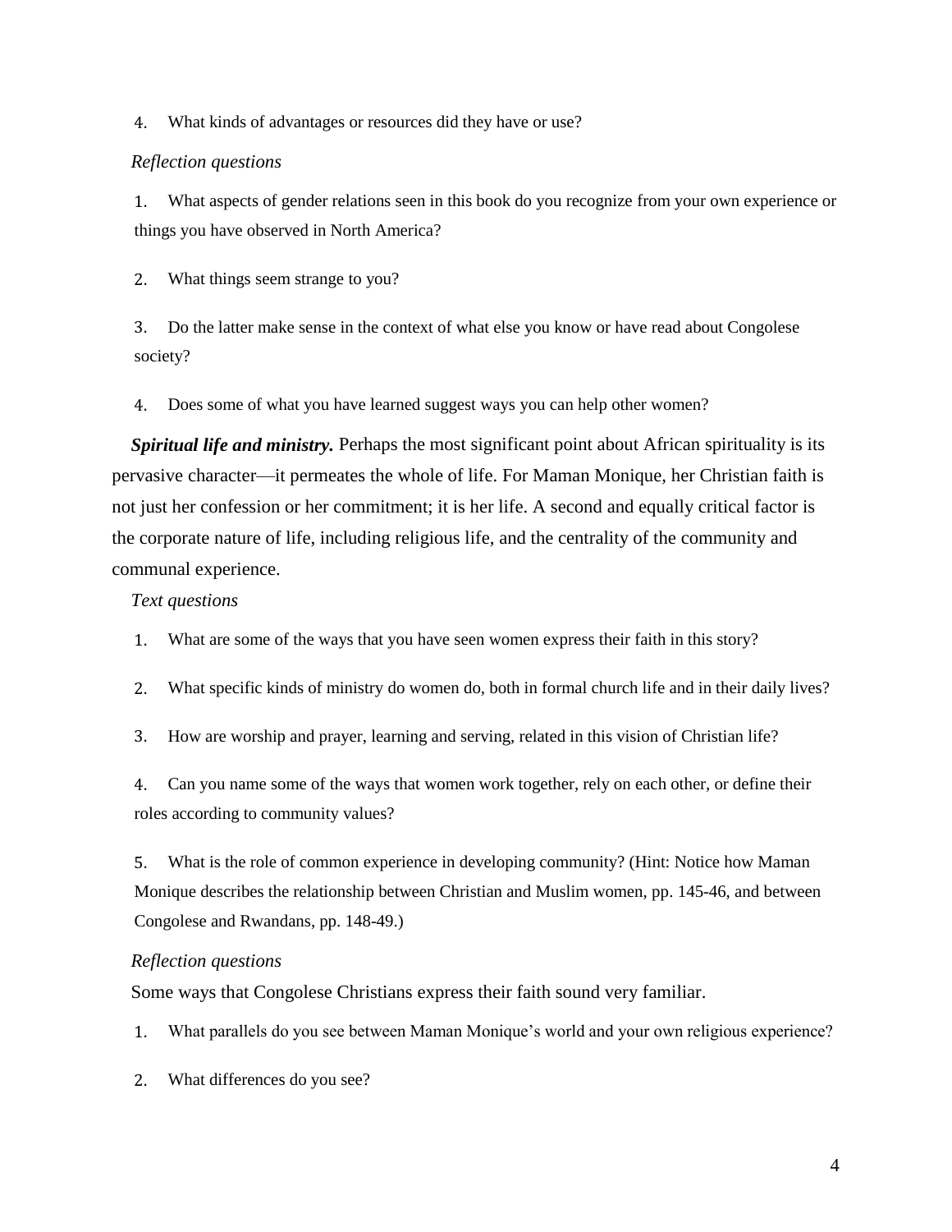4. What kinds of advantages or resources did they have or use?

*Reflection questions*

1. What aspects of gender relations seen in this book do you recognize from your own experience or things you have observed in North America?

2. What things seem strange to you?

3. Do the latter make sense in the context of what else you know or have read about Congolese society?

4. Does some of what you have learned suggest ways you can help other women?

***Spiritual life and ministry.*** Perhaps the most significant point about African spirituality is its pervasive character—it permeates the whole of life. For Maman Monique, her Christian faith is not just her confession or her commitment; it is her life. A second and equally critical factor is the corporate nature of life, including religious life, and the centrality of the community and communal experience.

*Text questions*

1. What are some of the ways that you have seen women express their faith in this story?

2. What specific kinds of ministry do women do, both in formal church life and in their daily lives?

3. How are worship and prayer, learning and serving, related in this vision of Christian life?

4. Can you name some of the ways that women work together, rely on each other, or define their roles according to community values?

5. What is the role of common experience in developing community? (Hint: Notice how Maman Monique describes the relationship between Christian and Muslim women, pp. 145-46, and between Congolese and Rwandans, pp. 148-49.)

*Reflection questions*

Some ways that Congolese Christians express their faith sound very familiar.

1. What parallels do you see between Maman Monique's world and your own religious experience?

2. What differences do you see?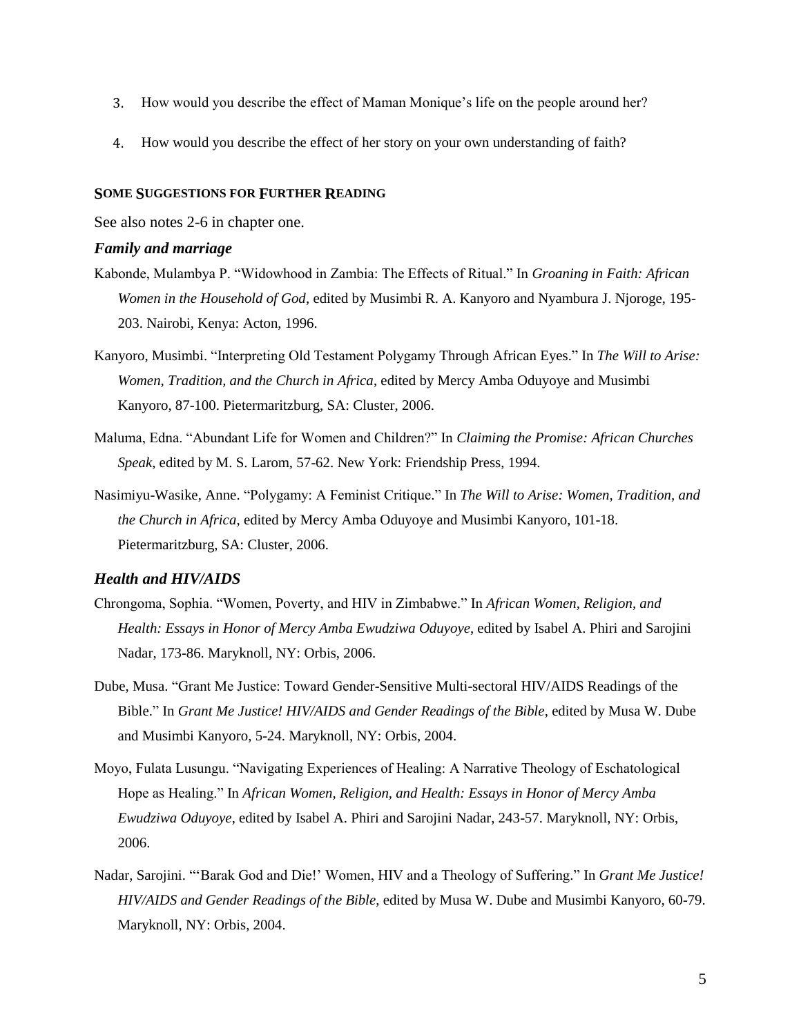3. How would you describe the effect of Maman Monique's life on the people around her?

4. How would you describe the effect of her story on your own understanding of faith?

## Some Suggestions for Further Reading

See also notes 2-6 in chapter one.

### *Family and marriage*

Kabonde, Mulambya P. "Widowhood in Zambia: The Effects of Ritual." In *Groaning in Faith: African Women in the Household of God*, edited by Musimbi R. A. Kanyoro and Nyambura J. Njoroge, 195-203. Nairobi, Kenya: Acton, 1996.

Kanyoro, Musimbi. "Interpreting Old Testament Polygamy Through African Eyes." In *The Will to Arise: Women, Tradition, and the Church in Africa*, edited by Mercy Amba Oduyoye and Musimbi Kanyoro, 87-100. Pietermaritzburg, SA: Cluster, 2006.

Maluma, Edna. "Abundant Life for Women and Children?" In *Claiming the Promise: African Churches Speak*, edited by M. S. Larom, 57-62. New York: Friendship Press, 1994.

Nasimiyu-Wasike, Anne. "Polygamy: A Feminist Critique." In *The Will to Arise: Women, Tradition, and the Church in Africa*, edited by Mercy Amba Oduyoye and Musimbi Kanyoro, 101-18. Pietermaritzburg, SA: Cluster, 2006.

### *Health and HIV/AIDS*

Chrongoma, Sophia. "Women, Poverty, and HIV in Zimbabwe." In *African Women, Religion, and Health: Essays in Honor of Mercy Amba Ewudziwa Oduyoye*, edited by Isabel A. Phiri and Sarojini Nadar, 173-86. Maryknoll, NY: Orbis, 2006.

Dube, Musa. "Grant Me Justice: Toward Gender-Sensitive Multi-sectoral HIV/AIDS Readings of the Bible." In *Grant Me Justice! HIV/AIDS and Gender Readings of the Bible*, edited by Musa W. Dube and Musimbi Kanyoro, 5-24. Maryknoll, NY: Orbis, 2004.

Moyo, Fulata Lusungu. "Navigating Experiences of Healing: A Narrative Theology of Eschatological Hope as Healing." In *African Women, Religion, and Health: Essays in Honor of Mercy Amba Ewudziwa Oduyoye*, edited by Isabel A. Phiri and Sarojini Nadar, 243-57. Maryknoll, NY: Orbis, 2006.

Nadar, Sarojini. "'Barak God and Die!' Women, HIV and a Theology of Suffering." In *Grant Me Justice! HIV/AIDS and Gender Readings of the Bible*, edited by Musa W. Dube and Musimbi Kanyoro, 60-79. Maryknoll, NY: Orbis, 2004.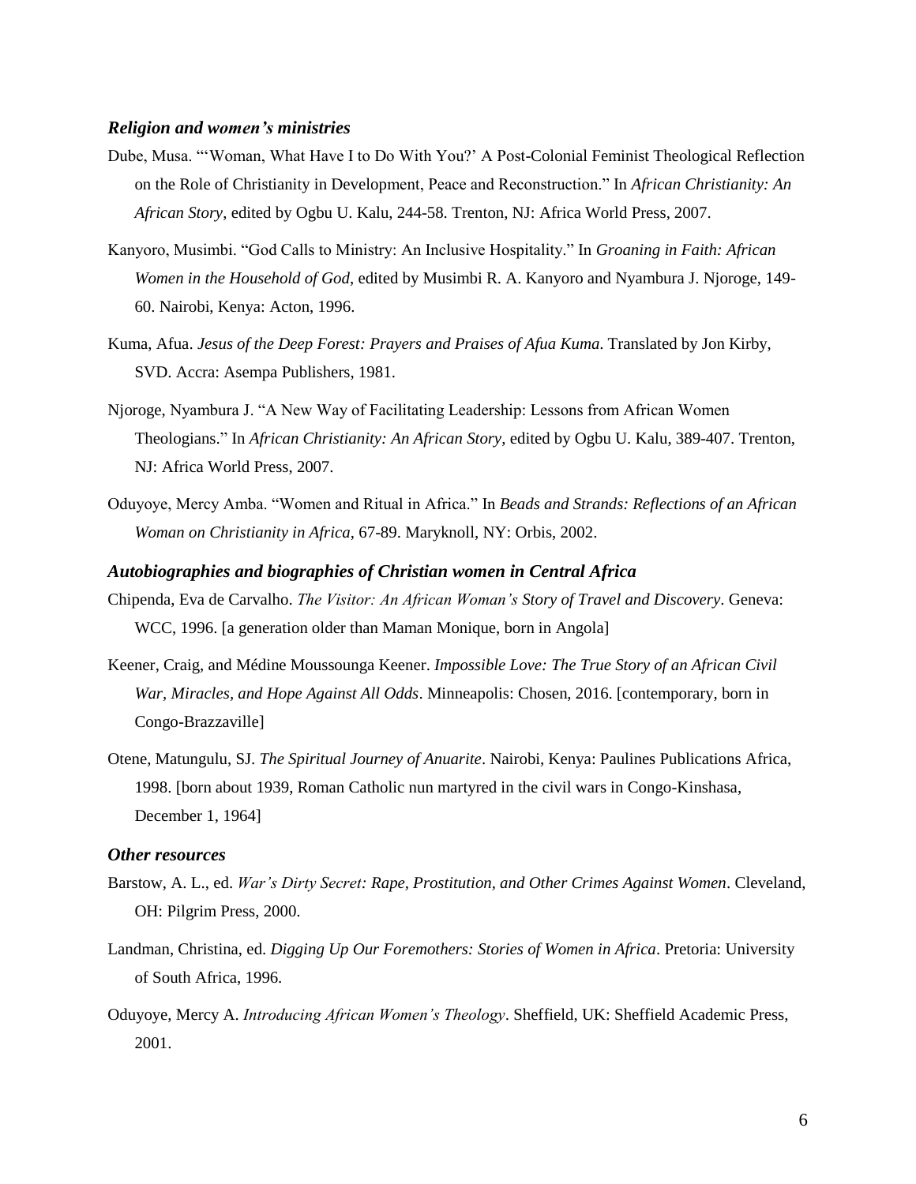### *Religion and women's ministries*

Dube, Musa. "'Woman, What Have I to Do With You?' A Post-Colonial Feminist Theological Reflection on the Role of Christianity in Development, Peace and Reconstruction." In *African Christianity: An African Story*, edited by Ogbu U. Kalu, 244-58. Trenton, NJ: Africa World Press, 2007.

Kanyoro, Musimbi. "God Calls to Ministry: An Inclusive Hospitality." In *Groaning in Faith: African Women in the Household of God*, edited by Musimbi R. A. Kanyoro and Nyambura J. Njoroge, 149-60. Nairobi, Kenya: Acton, 1996.

Kuma, Afua. *Jesus of the Deep Forest: Prayers and Praises of Afua Kuma*. Translated by Jon Kirby, SVD. Accra: Asempa Publishers, 1981.

Njoroge, Nyambura J. "A New Way of Facilitating Leadership: Lessons from African Women Theologians." In *African Christianity: An African Story*, edited by Ogbu U. Kalu, 389-407. Trenton, NJ: Africa World Press, 2007.

Oduyoye, Mercy Amba. "Women and Ritual in Africa." In *Beads and Strands: Reflections of an African Woman on Christianity in Africa*, 67-89. Maryknoll, NY: Orbis, 2002.

### *Autobiographies and biographies of Christian women in Central Africa*

Chipenda, Eva de Carvalho. *The Visitor: An African Woman's Story of Travel and Discovery*. Geneva: WCC, 1996. [a generation older than Maman Monique, born in Angola]

Keener, Craig, and Médine Moussounga Keener. *Impossible Love: The True Story of an African Civil War, Miracles, and Hope Against All Odds*. Minneapolis: Chosen, 2016. [contemporary, born in Congo-Brazzaville]

Otene, Matungulu, SJ. *The Spiritual Journey of Anuarite*. Nairobi, Kenya: Paulines Publications Africa, 1998. [born about 1939, Roman Catholic nun martyred in the civil wars in Congo-Kinshasa, December 1, 1964]

### *Other resources*

Barstow, A. L., ed. *War's Dirty Secret: Rape, Prostitution, and Other Crimes Against Women*. Cleveland, OH: Pilgrim Press, 2000.

Landman, Christina, ed. *Digging Up Our Foremothers: Stories of Women in Africa*. Pretoria: University of South Africa, 1996.

Oduyoye, Mercy A. *Introducing African Women's Theology*. Sheffield, UK: Sheffield Academic Press, 2001.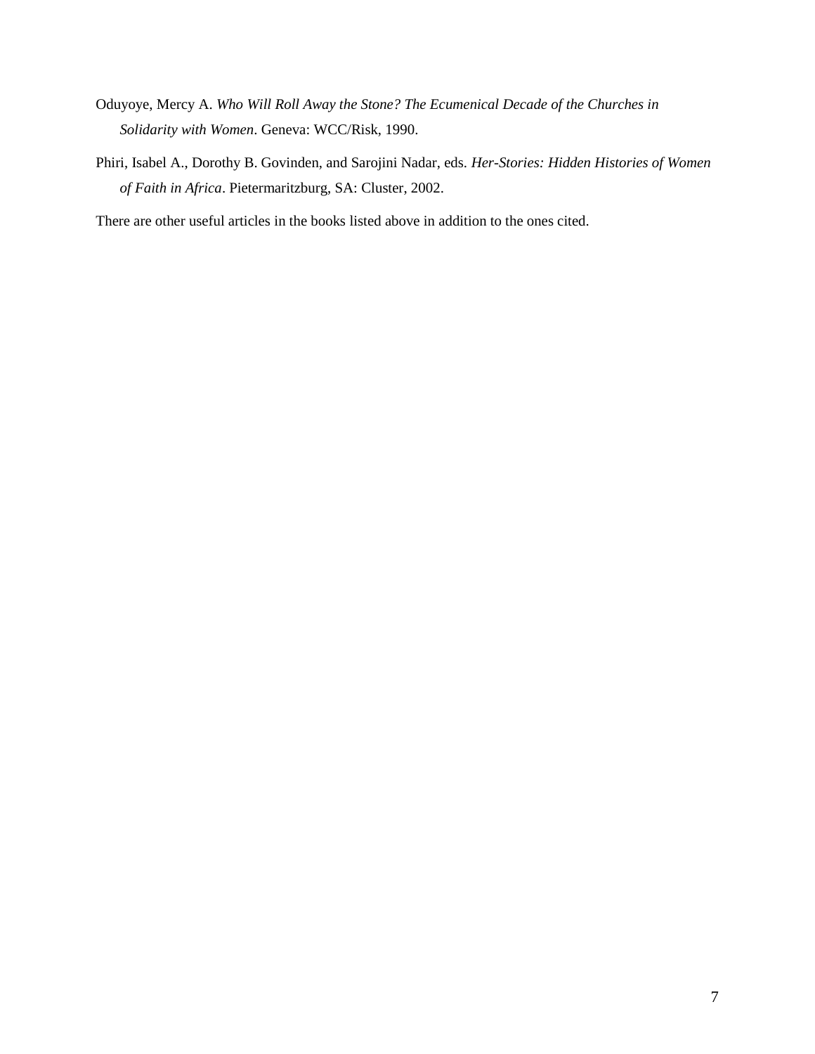Oduyoye, Mercy A. *Who Will Roll Away the Stone? The Ecumenical Decade of the Churches in Solidarity with Women*. Geneva: WCC/Risk, 1990.

Phiri, Isabel A., Dorothy B. Govinden, and Sarojini Nadar, eds. *Her-Stories: Hidden Histories of Women of Faith in Africa*. Pietermaritzburg, SA: Cluster, 2002.

There are other useful articles in the books listed above in addition to the ones cited.